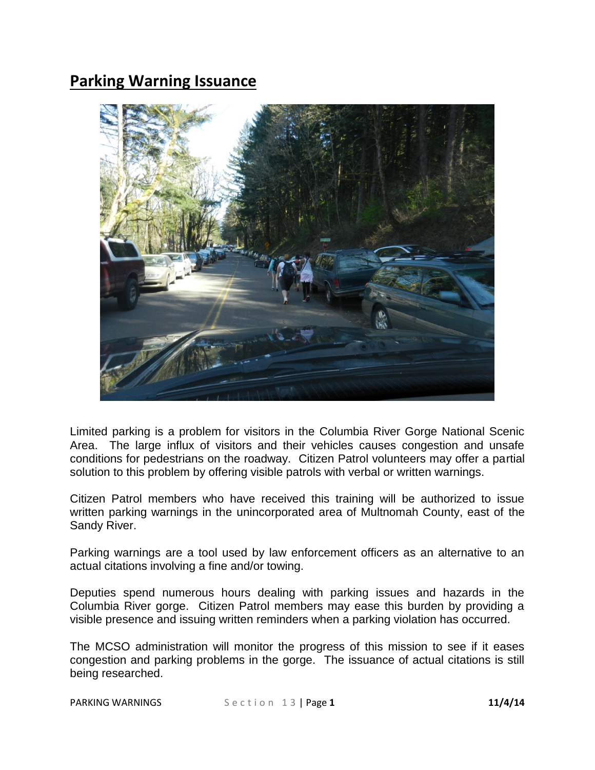## Parking Warning Issuance

Limited parking is a problem for visitors in the Columbia River Gorge National Scenic Area. The large influx of visitors and their vehicles causes congestion and unsafe conditions for pedestrians on the roadway. Citizen Patrol volunteers may offer a partial solution to this problem by offering visible patrols with verbal or written warnings.

Citizen Patrol members who have received this training will be authorized to issue written parking warnings in the unincorporated area of Multnomah County, east of the Sandy River.

Parking warnings are a tool used by law enforcement officers as an alternative to an actual citations involving a fine and/or towing.

Deputies spend numerous hours dealing with parking issues and hazards in the Columbia River gorge. Citizen Patrol members may ease this burden by providing a visible presence and issuing written reminders when a parking violation has occurred.

The MCSO administration will monitor the progress of this mission to see if it eases congestion and parking problems in the gorge. The issuance of actual citations is still being researched.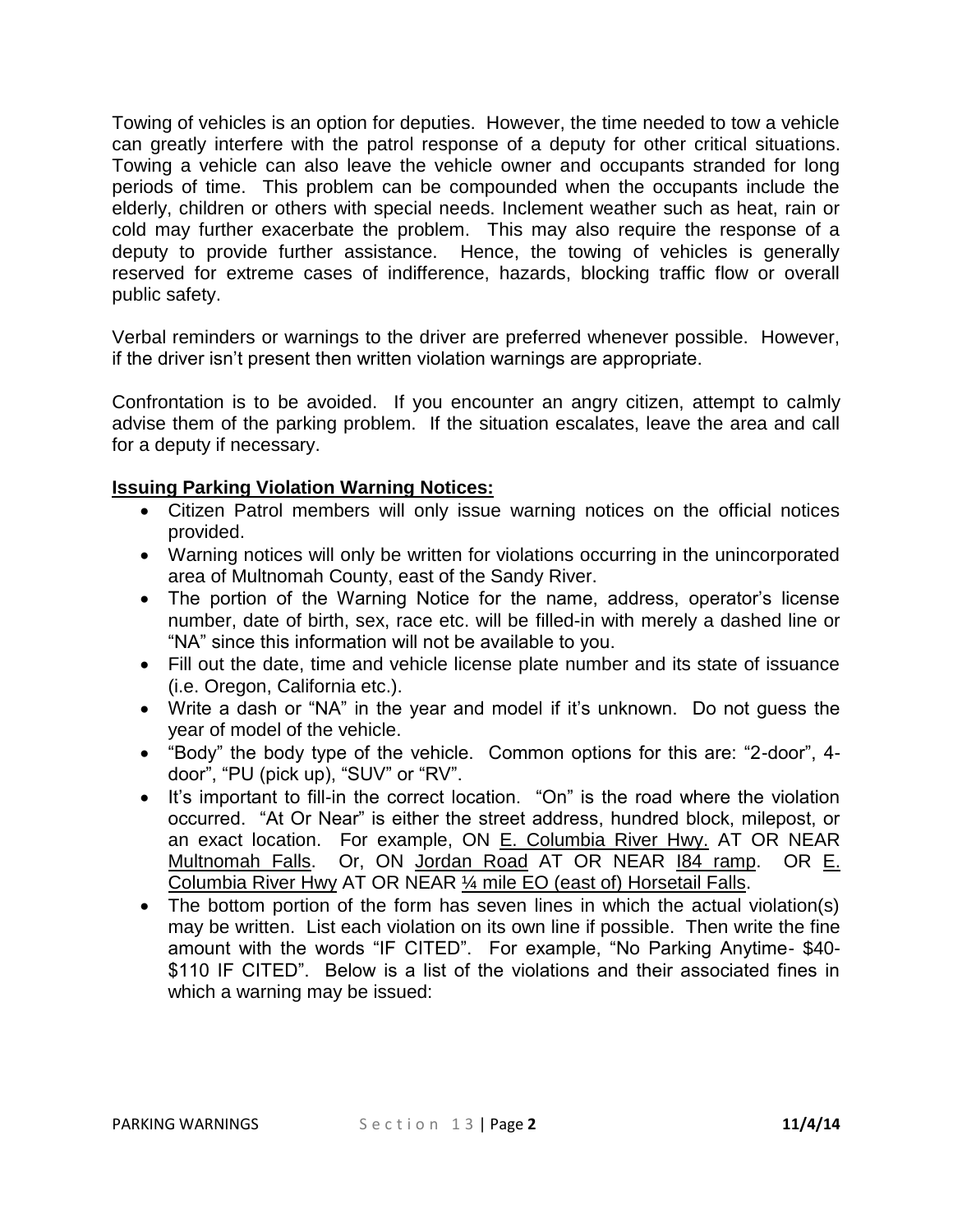Towing of vehicles is an option for deputies. However, the time needed to tow a vehicle can greatly interfere with the patrol response of a deputy for other critical situations. Towing a vehicle can also leave the vehicle owner and occupants stranded for long periods of time. This problem can be compounded when the occupants include the elderly, children or others with special needs. Inclement weather such as heat, rain or cold may further exacerbate the problem. This may also require the response of a deputy to provide further assistance. Hence, the towing of vehicles is generally reserved for extreme cases of indifference, hazards, blocking traffic flow or overall public safety.

Verbal reminders or warnings to the driver are preferred whenever possible. However, if the driver isn't present then written violation warnings are appropriate.

Confrontation is to be avoided. If you encounter an angry citizen, attempt to calmly advise them of the parking problem. If the situation escalates, leave the area and call for a deputy if necessary.

**Issuing Parking Violation Warning Notices:**

- Citizen Patrol members will only issue warning notices on the official notices provided.
- Warning notices will only be written for violations occurring in the unincorporated area of Multnomah County, east of the Sandy River.
- The portion of the Warning Notice for the name, address, operator's license number, date of birth, sex, race etc. will be filled-in with merely a dashed line or "NA" since this information will not be available to you.
- Fill out the date, time and vehicle license plate number and its state of issuance (i.e. Oregon, California etc.).
- Write a dash or "NA" in the year and model if it's unknown. Do not guess the year of model of the vehicle.
- "Body" the body type of the vehicle. Common options for this are: "2-door", 4-door", "PU (pick up), "SUV" or "RV".
- It's important to fill-in the correct location. "On" is the road where the violation occurred. "At Or Near" is either the street address, hundred block, milepost, or an exact location. For example, ON E. Columbia River Hwy. AT OR NEAR Multnomah Falls. Or, ON Jordan Road AT OR NEAR I84 ramp. OR E. Columbia River Hwy AT OR NEAR ¼ mile EO (east of) Horsetail Falls.
- The bottom portion of the form has seven lines in which the actual violation(s) may be written. List each violation on its own line if possible. Then write the fine amount with the words "IF CITED". For example, "No Parking Anytime- $40-$110 IF CITED". Below is a list of the violations and their associated fines in which a warning may be issued: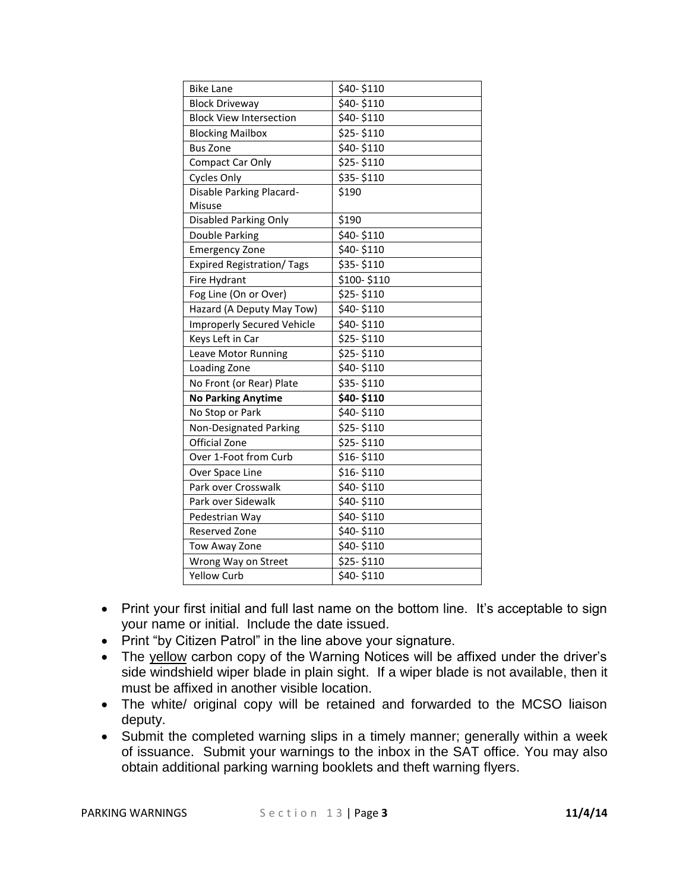| | |
|---|---|
| Bike Lane | $40- $110 |
| Block Driveway | $40- $110 |
| Block View Intersection | $40- $110 |
| Blocking Mailbox | $25- $110 |
| Bus Zone | $40- $110 |
| Compact Car Only | $25- $110 |
| Cycles Only | $35- $110 |
| Disable Parking Placard- Misuse | $190 |
| Disabled Parking Only | $190 |
| Double Parking | $40- $110 |
| Emergency Zone | $40- $110 |
| Expired Registration/ Tags | $35- $110 |
| Fire Hydrant | $100- $110 |
| Fog Line (On or Over) | $25- $110 |
| Hazard (A Deputy May Tow) | $40- $110 |
| Improperly Secured Vehicle | $40- $110 |
| Keys Left in Car | $25- $110 |
| Leave Motor Running | $25- $110 |
| Loading Zone | $40- $110 |
| No Front (or Rear) Plate | $35- $110 |
| **No Parking Anytime** | **$40- $110** |
| No Stop or Park | $40- $110 |
| Non-Designated Parking | $25- $110 |
| Official Zone | $25- $110 |
| Over 1-Foot from Curb | $16- $110 |
| Over Space Line | $16- $110 |
| Park over Crosswalk | $40- $110 |
| Park over Sidewalk | $40- $110 |
| Pedestrian Way | $40- $110 |
| Reserved Zone | $40- $110 |
| Tow Away Zone | $40- $110 |
| Wrong Way on Street | $25- $110 |
| Yellow Curb | $40- $110 |

- Print your first initial and full last name on the bottom line. It's acceptable to sign your name or initial. Include the date issued.
- Print "by Citizen Patrol" in the line above your signature.
- The yellow carbon copy of the Warning Notices will be affixed under the driver's side windshield wiper blade in plain sight. If a wiper blade is not available, then it must be affixed in another visible location.
- The white/ original copy will be retained and forwarded to the MCSO liaison deputy.
- Submit the completed warning slips in a timely manner; generally within a week of issuance. Submit your warnings to the inbox in the SAT office. You may also obtain additional parking warning booklets and theft warning flyers.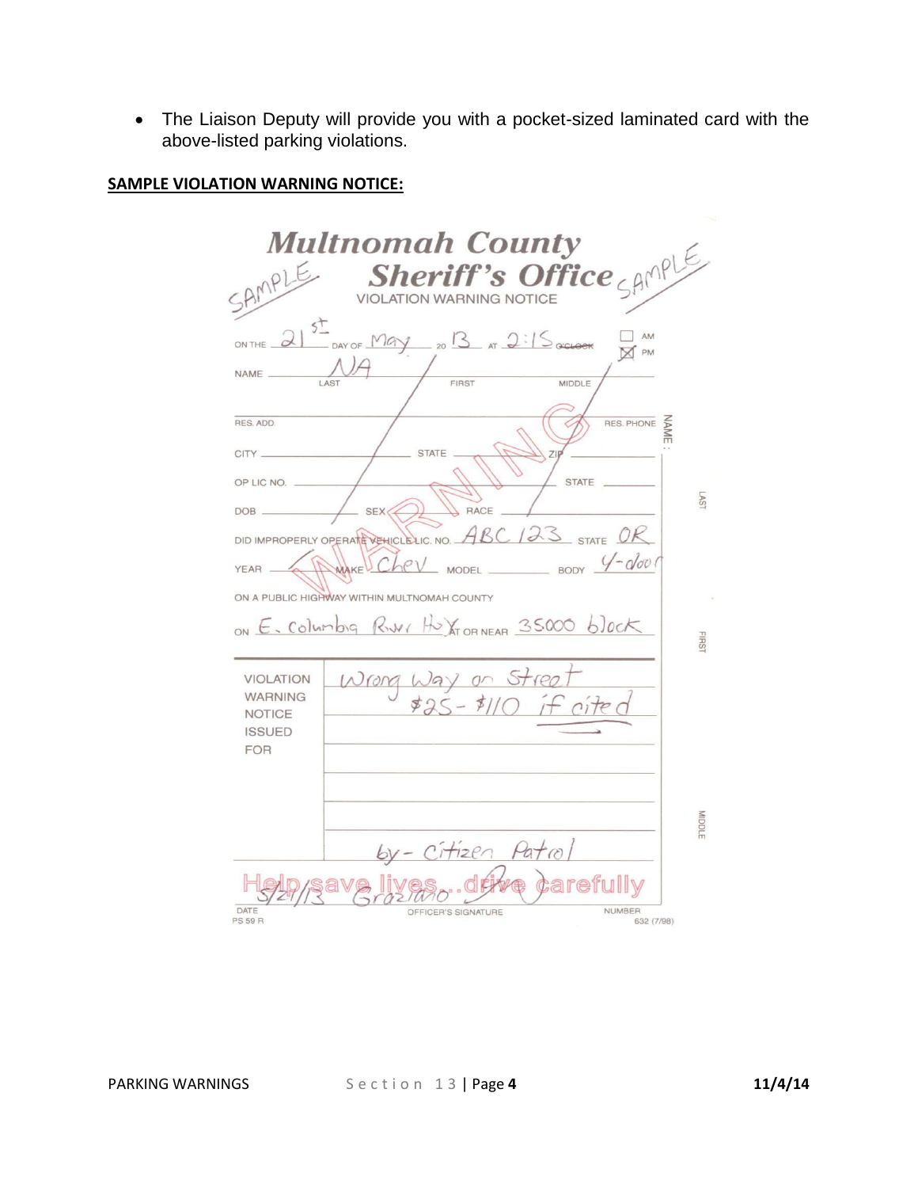- The Liaison Deputy will provide you with a pocket-sized laminated card with the above-listed parking violations.

**SAMPLE VIOLATION WARNING NOTICE:**

SAMPLE

**Multnomah County**
**Sheriff's Office**
VIOLATION WARNING NOTICE

SAMPLE

ON THE 21st DAY OF May 20 13 AT 2:15 O'CLOCK ☐ AM ☒ PM

NAME NA
LAST FIRST MIDDLE

RES. ADD. RES. PHONE

CITY STATE ZIP

OP LIC NO. STATE

DOB SEX RACE

WARNING

DID IMPROPERLY OPERATE VEHICLE LIC. NO. ABC 123 STATE OR

YEAR MAKE Chev MODEL BODY 4-door

ON A PUBLIC HIGHWAY WITHIN MULTNOMAH COUNTY

ON E. Columbia River Hwy AT OR NEAR 35000 block

VIOLATION WARNING NOTICE ISSUED FOR

Wrong Way on Street
$25 - $110 if cited

by - Citizen Patrol

Help save lives...drive carefully

5/21/13 Graziano

DATE OFFICER'S SIGNATURE NUMBER

PS 59 R 632 (7/98)

NAME: LAST FIRST MIDDLE